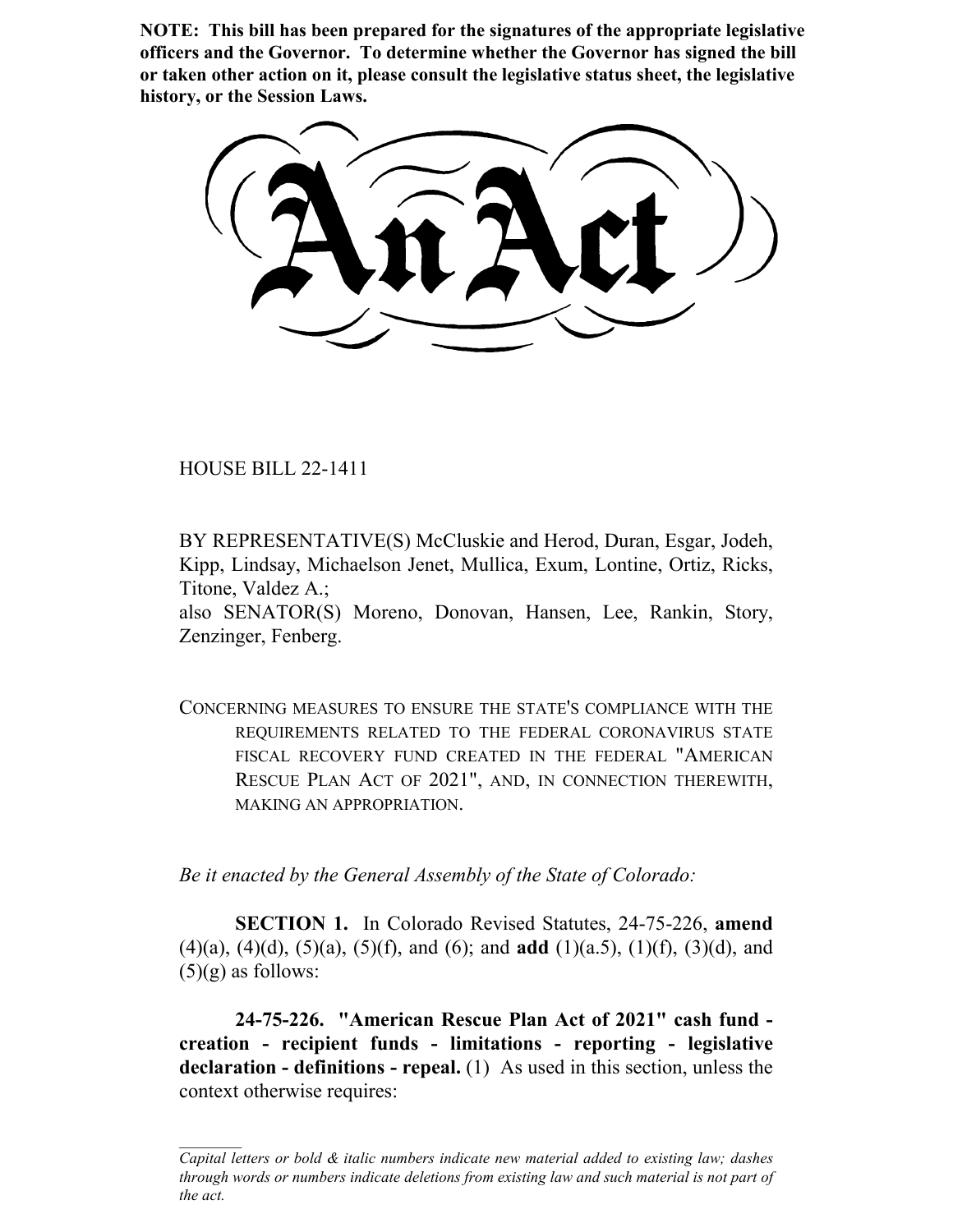**NOTE: This bill has been prepared for the signatures of the appropriate legislative officers and the Governor. To determine whether the Governor has signed the bill or taken other action on it, please consult the legislative status sheet, the legislative history, or the Session Laws.**

# An Act

HOUSE BILL 22-1411

BY REPRESENTATIVE(S) McCluskie and Herod, Duran, Esgar, Jodeh, Kipp, Lindsay, Michaelson Jenet, Mullica, Exum, Lontine, Ortiz, Ricks, Titone, Valdez A.;
also SENATOR(S) Moreno, Donovan, Hansen, Lee, Rankin, Story, Zenzinger, Fenberg.

CONCERNING MEASURES TO ENSURE THE STATE'S COMPLIANCE WITH THE REQUIREMENTS RELATED TO THE FEDERAL CORONAVIRUS STATE FISCAL RECOVERY FUND CREATED IN THE FEDERAL "AMERICAN RESCUE PLAN ACT OF 2021", AND, IN CONNECTION THEREWITH, MAKING AN APPROPRIATION.

*Be it enacted by the General Assembly of the State of Colorado:*

**SECTION 1.** In Colorado Revised Statutes, 24-75-226, **amend** (4)(a), (4)(d), (5)(a), (5)(f), and (6); and **add** (1)(a.5), (1)(f), (3)(d), and (5)(g) as follows:

**24-75-226. "American Rescue Plan Act of 2021" cash fund - creation - recipient funds - limitations - reporting - legislative declaration - definitions - repeal.** (1) As used in this section, unless the context otherwise requires:

*Capital letters or bold & italic numbers indicate new material added to existing law; dashes through words or numbers indicate deletions from existing law and such material is not part of the act.*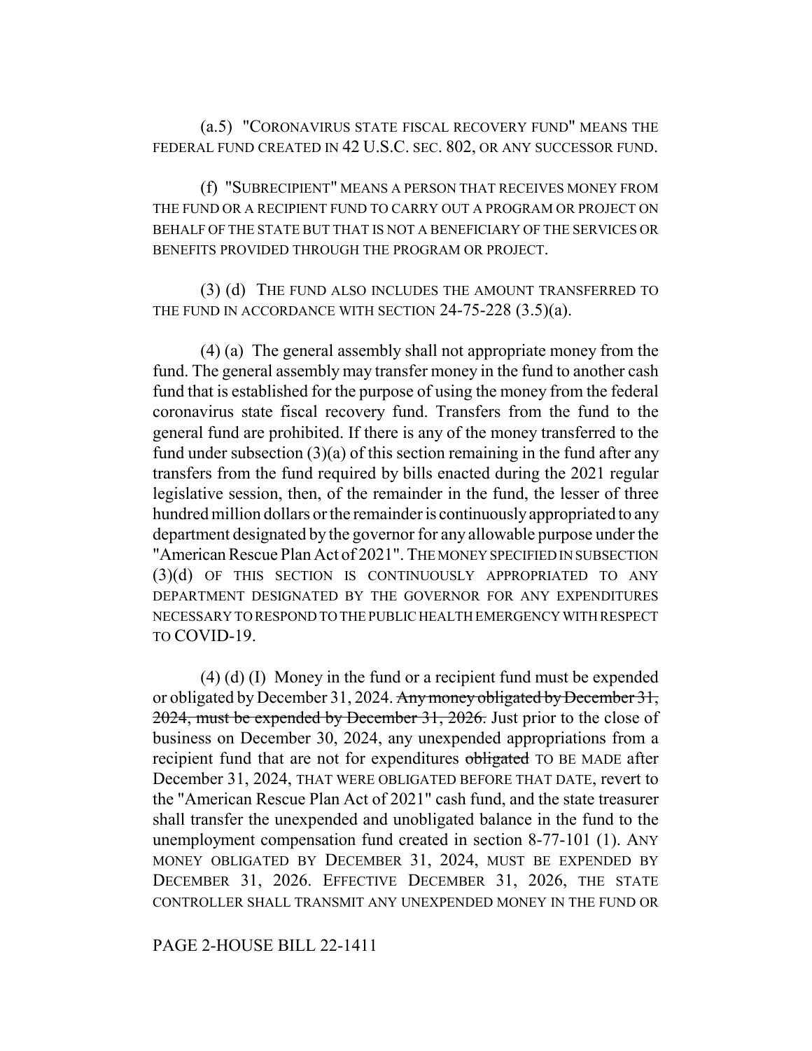(a.5) "CORONAVIRUS STATE FISCAL RECOVERY FUND" MEANS THE FEDERAL FUND CREATED IN 42 U.S.C. SEC. 802, OR ANY SUCCESSOR FUND.

(f) "SUBRECIPIENT" MEANS A PERSON THAT RECEIVES MONEY FROM THE FUND OR A RECIPIENT FUND TO CARRY OUT A PROGRAM OR PROJECT ON BEHALF OF THE STATE BUT THAT IS NOT A BENEFICIARY OF THE SERVICES OR BENEFITS PROVIDED THROUGH THE PROGRAM OR PROJECT.

(3) (d) THE FUND ALSO INCLUDES THE AMOUNT TRANSFERRED TO THE FUND IN ACCORDANCE WITH SECTION 24-75-228 (3.5)(a).

(4) (a) The general assembly shall not appropriate money from the fund. The general assembly may transfer money in the fund to another cash fund that is established for the purpose of using the money from the federal coronavirus state fiscal recovery fund. Transfers from the fund to the general fund are prohibited. If there is any of the money transferred to the fund under subsection (3)(a) of this section remaining in the fund after any transfers from the fund required by bills enacted during the 2021 regular legislative session, then, of the remainder in the fund, the lesser of three hundred million dollars or the remainder is continuously appropriated to any department designated by the governor for any allowable purpose under the "American Rescue Plan Act of 2021". THE MONEY SPECIFIED IN SUBSECTION (3)(d) OF THIS SECTION IS CONTINUOUSLY APPROPRIATED TO ANY DEPARTMENT DESIGNATED BY THE GOVERNOR FOR ANY EXPENDITURES NECESSARY TO RESPOND TO THE PUBLIC HEALTH EMERGENCY WITH RESPECT TO COVID-19.

(4) (d) (I) Money in the fund or a recipient fund must be expended or obligated by December 31, 2024. ~~Any money obligated by December 31, 2024, must be expended by December 31, 2026.~~ Just prior to the close of business on December 30, 2024, any unexpended appropriations from a recipient fund that are not for expenditures ~~obligated~~ TO BE MADE after December 31, 2024, THAT WERE OBLIGATED BEFORE THAT DATE, revert to the "American Rescue Plan Act of 2021" cash fund, and the state treasurer shall transfer the unexpended and unobligated balance in the fund to the unemployment compensation fund created in section 8-77-101 (1). ANY MONEY OBLIGATED BY DECEMBER 31, 2024, MUST BE EXPENDED BY DECEMBER 31, 2026. EFFECTIVE DECEMBER 31, 2026, THE STATE CONTROLLER SHALL TRANSMIT ANY UNEXPENDED MONEY IN THE FUND OR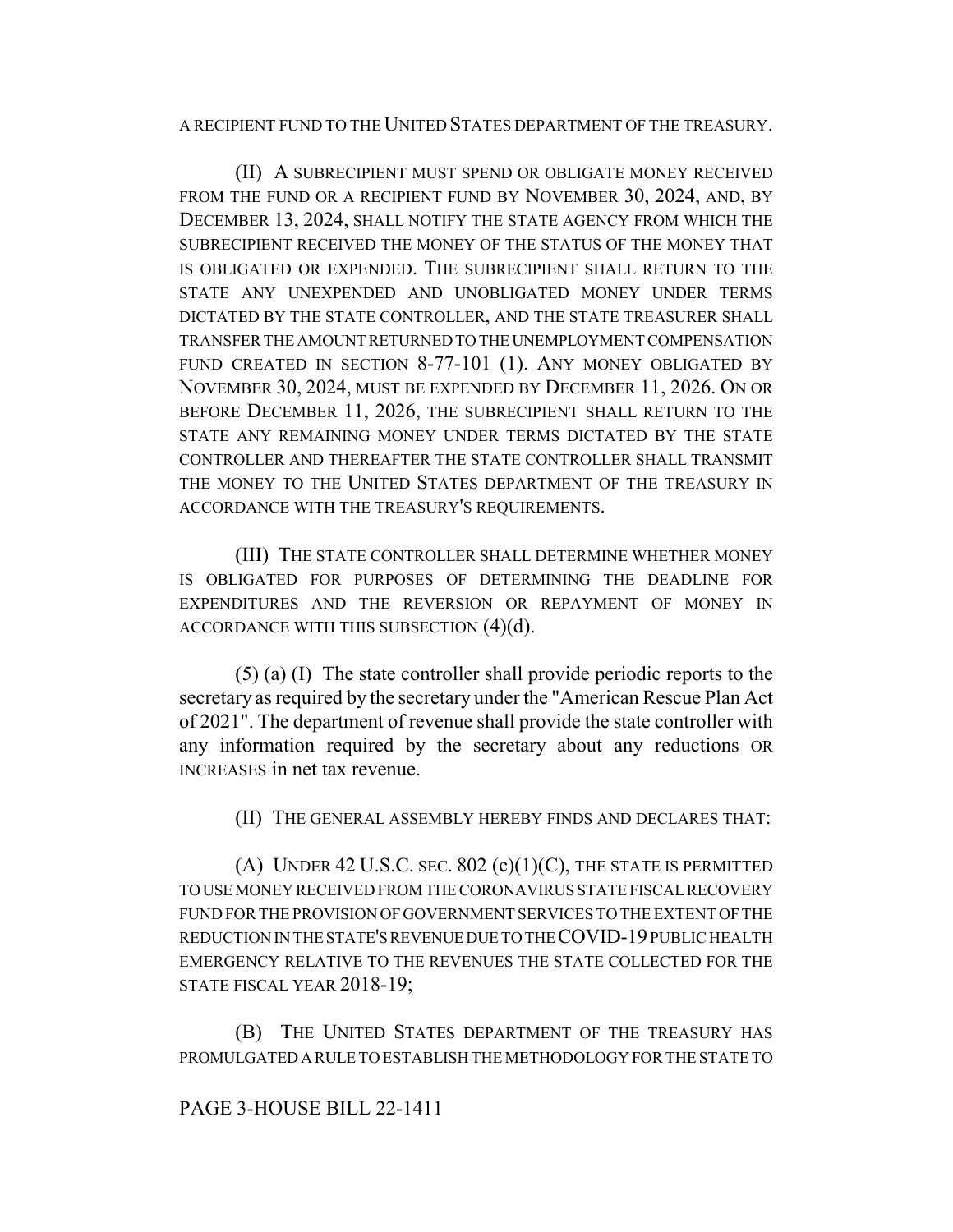A RECIPIENT FUND TO THE UNITED STATES DEPARTMENT OF THE TREASURY.

(II) A SUBRECIPIENT MUST SPEND OR OBLIGATE MONEY RECEIVED FROM THE FUND OR A RECIPIENT FUND BY NOVEMBER 30, 2024, AND, BY DECEMBER 13, 2024, SHALL NOTIFY THE STATE AGENCY FROM WHICH THE SUBRECIPIENT RECEIVED THE MONEY OF THE STATUS OF THE MONEY THAT IS OBLIGATED OR EXPENDED. THE SUBRECIPIENT SHALL RETURN TO THE STATE ANY UNEXPENDED AND UNOBLIGATED MONEY UNDER TERMS DICTATED BY THE STATE CONTROLLER, AND THE STATE TREASURER SHALL TRANSFER THE AMOUNT RETURNED TO THE UNEMPLOYMENT COMPENSATION FUND CREATED IN SECTION 8-77-101 (1). ANY MONEY OBLIGATED BY NOVEMBER 30, 2024, MUST BE EXPENDED BY DECEMBER 11, 2026. ON OR BEFORE DECEMBER 11, 2026, THE SUBRECIPIENT SHALL RETURN TO THE STATE ANY REMAINING MONEY UNDER TERMS DICTATED BY THE STATE CONTROLLER AND THEREAFTER THE STATE CONTROLLER SHALL TRANSMIT THE MONEY TO THE UNITED STATES DEPARTMENT OF THE TREASURY IN ACCORDANCE WITH THE TREASURY'S REQUIREMENTS.

(III) THE STATE CONTROLLER SHALL DETERMINE WHETHER MONEY IS OBLIGATED FOR PURPOSES OF DETERMINING THE DEADLINE FOR EXPENDITURES AND THE REVERSION OR REPAYMENT OF MONEY IN ACCORDANCE WITH THIS SUBSECTION (4)(d).

(5) (a) (I) The state controller shall provide periodic reports to the secretary as required by the secretary under the "American Rescue Plan Act of 2021". The department of revenue shall provide the state controller with any information required by the secretary about any reductions OR INCREASES in net tax revenue.

(II) THE GENERAL ASSEMBLY HEREBY FINDS AND DECLARES THAT:

(A) UNDER 42 U.S.C. SEC. 802 (c)(1)(C), THE STATE IS PERMITTED TO USE MONEY RECEIVED FROM THE CORONAVIRUS STATE FISCAL RECOVERY FUND FOR THE PROVISION OF GOVERNMENT SERVICES TO THE EXTENT OF THE REDUCTION IN THE STATE'S REVENUE DUE TO THE COVID-19 PUBLIC HEALTH EMERGENCY RELATIVE TO THE REVENUES THE STATE COLLECTED FOR THE STATE FISCAL YEAR 2018-19;

(B) THE UNITED STATES DEPARTMENT OF THE TREASURY HAS PROMULGATED A RULE TO ESTABLISH THE METHODOLOGY FOR THE STATE TO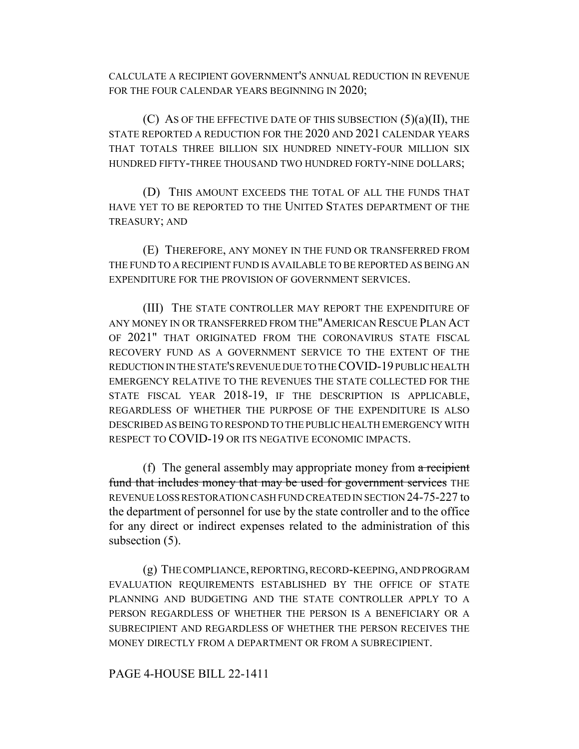CALCULATE A RECIPIENT GOVERNMENT'S ANNUAL REDUCTION IN REVENUE FOR THE FOUR CALENDAR YEARS BEGINNING IN 2020;

(C) AS OF THE EFFECTIVE DATE OF THIS SUBSECTION (5)(a)(II), THE STATE REPORTED A REDUCTION FOR THE 2020 AND 2021 CALENDAR YEARS THAT TOTALS THREE BILLION SIX HUNDRED NINETY-FOUR MILLION SIX HUNDRED FIFTY-THREE THOUSAND TWO HUNDRED FORTY-NINE DOLLARS;

(D) THIS AMOUNT EXCEEDS THE TOTAL OF ALL THE FUNDS THAT HAVE YET TO BE REPORTED TO THE UNITED STATES DEPARTMENT OF THE TREASURY; AND

(E) THEREFORE, ANY MONEY IN THE FUND OR TRANSFERRED FROM THE FUND TO A RECIPIENT FUND IS AVAILABLE TO BE REPORTED AS BEING AN EXPENDITURE FOR THE PROVISION OF GOVERNMENT SERVICES.

(III) THE STATE CONTROLLER MAY REPORT THE EXPENDITURE OF ANY MONEY IN OR TRANSFERRED FROM THE "AMERICAN RESCUE PLAN ACT OF 2021" THAT ORIGINATED FROM THE CORONAVIRUS STATE FISCAL RECOVERY FUND AS A GOVERNMENT SERVICE TO THE EXTENT OF THE REDUCTION IN THE STATE'S REVENUE DUE TO THE COVID-19 PUBLIC HEALTH EMERGENCY RELATIVE TO THE REVENUES THE STATE COLLECTED FOR THE STATE FISCAL YEAR 2018-19, IF THE DESCRIPTION IS APPLICABLE, REGARDLESS OF WHETHER THE PURPOSE OF THE EXPENDITURE IS ALSO DESCRIBED AS BEING TO RESPOND TO THE PUBLIC HEALTH EMERGENCY WITH RESPECT TO COVID-19 OR ITS NEGATIVE ECONOMIC IMPACTS.

(f) The general assembly may appropriate money from ~~a recipient fund that includes money that may be used for government services~~ THE REVENUE LOSS RESTORATION CASH FUND CREATED IN SECTION 24-75-227 to the department of personnel for use by the state controller and to the office for any direct or indirect expenses related to the administration of this subsection (5).

(g) THE COMPLIANCE, REPORTING, RECORD-KEEPING, AND PROGRAM EVALUATION REQUIREMENTS ESTABLISHED BY THE OFFICE OF STATE PLANNING AND BUDGETING AND THE STATE CONTROLLER APPLY TO A PERSON REGARDLESS OF WHETHER THE PERSON IS A BENEFICIARY OR A SUBRECIPIENT AND REGARDLESS OF WHETHER THE PERSON RECEIVES THE MONEY DIRECTLY FROM A DEPARTMENT OR FROM A SUBRECIPIENT.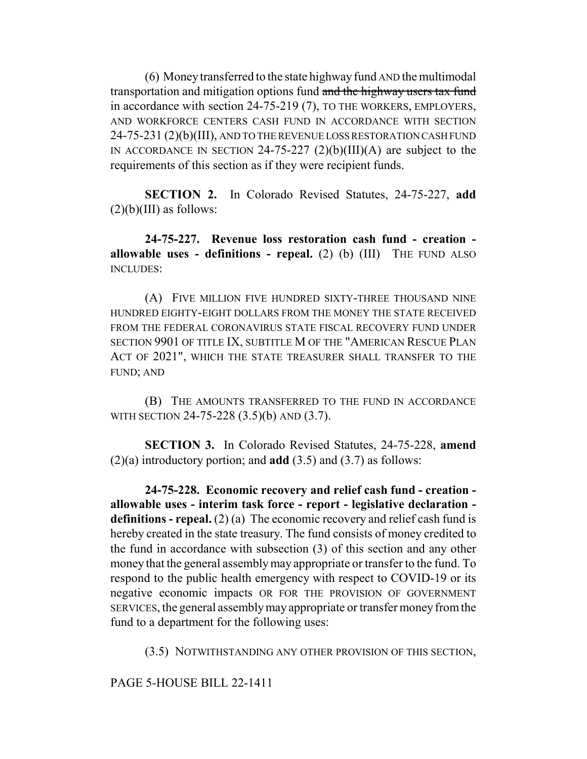(6) Money transferred to the state highway fund AND the multimodal transportation and mitigation options fund ~~and the highway users tax fund~~ in accordance with section 24-75-219 (7), TO THE WORKERS, EMPLOYERS, AND WORKFORCE CENTERS CASH FUND IN ACCORDANCE WITH SECTION 24-75-231 (2)(b)(III), AND TO THE REVENUE LOSS RESTORATION CASH FUND IN ACCORDANCE IN SECTION 24-75-227 (2)(b)(III)(A) are subject to the requirements of this section as if they were recipient funds.

**SECTION 2.** In Colorado Revised Statutes, 24-75-227, **add** (2)(b)(III) as follows:

**24-75-227. Revenue loss restoration cash fund - creation - allowable uses - definitions - repeal.** (2) (b) (III) THE FUND ALSO INCLUDES:

(A) FIVE MILLION FIVE HUNDRED SIXTY-THREE THOUSAND NINE HUNDRED EIGHTY-EIGHT DOLLARS FROM THE MONEY THE STATE RECEIVED FROM THE FEDERAL CORONAVIRUS STATE FISCAL RECOVERY FUND UNDER SECTION 9901 OF TITLE IX, SUBTITLE M OF THE "AMERICAN RESCUE PLAN ACT OF 2021", WHICH THE STATE TREASURER SHALL TRANSFER TO THE FUND; AND

(B) THE AMOUNTS TRANSFERRED TO THE FUND IN ACCORDANCE WITH SECTION 24-75-228 (3.5)(b) AND (3.7).

**SECTION 3.** In Colorado Revised Statutes, 24-75-228, **amend** (2)(a) introductory portion; and **add** (3.5) and (3.7) as follows:

**24-75-228. Economic recovery and relief cash fund - creation - allowable uses - interim task force - report - legislative declaration - definitions - repeal.** (2) (a) The economic recovery and relief cash fund is hereby created in the state treasury. The fund consists of money credited to the fund in accordance with subsection (3) of this section and any other money that the general assembly may appropriate or transfer to the fund. To respond to the public health emergency with respect to COVID-19 or its negative economic impacts OR FOR THE PROVISION OF GOVERNMENT SERVICES, the general assembly may appropriate or transfer money from the fund to a department for the following uses:

(3.5) NOTWITHSTANDING ANY OTHER PROVISION OF THIS SECTION,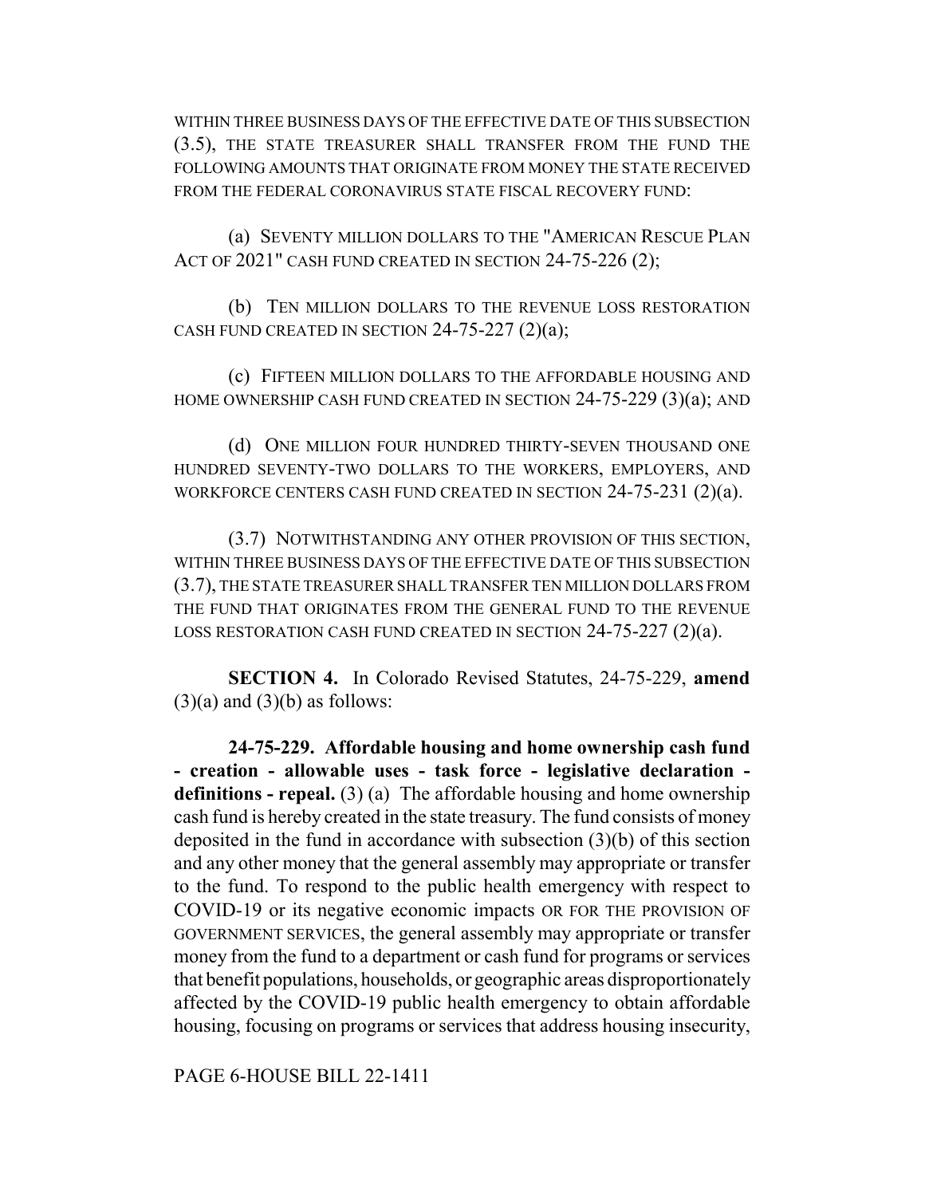WITHIN THREE BUSINESS DAYS OF THE EFFECTIVE DATE OF THIS SUBSECTION (3.5), THE STATE TREASURER SHALL TRANSFER FROM THE FUND THE FOLLOWING AMOUNTS THAT ORIGINATE FROM MONEY THE STATE RECEIVED FROM THE FEDERAL CORONAVIRUS STATE FISCAL RECOVERY FUND:

(a) SEVENTY MILLION DOLLARS TO THE "AMERICAN RESCUE PLAN ACT OF 2021" CASH FUND CREATED IN SECTION 24-75-226 (2);

(b) TEN MILLION DOLLARS TO THE REVENUE LOSS RESTORATION CASH FUND CREATED IN SECTION 24-75-227 (2)(a);

(c) FIFTEEN MILLION DOLLARS TO THE AFFORDABLE HOUSING AND HOME OWNERSHIP CASH FUND CREATED IN SECTION 24-75-229 (3)(a); AND

(d) ONE MILLION FOUR HUNDRED THIRTY-SEVEN THOUSAND ONE HUNDRED SEVENTY-TWO DOLLARS TO THE WORKERS, EMPLOYERS, AND WORKFORCE CENTERS CASH FUND CREATED IN SECTION 24-75-231 (2)(a).

(3.7) NOTWITHSTANDING ANY OTHER PROVISION OF THIS SECTION, WITHIN THREE BUSINESS DAYS OF THE EFFECTIVE DATE OF THIS SUBSECTION (3.7), THE STATE TREASURER SHALL TRANSFER TEN MILLION DOLLARS FROM THE FUND THAT ORIGINATES FROM THE GENERAL FUND TO THE REVENUE LOSS RESTORATION CASH FUND CREATED IN SECTION 24-75-227 (2)(a).

**SECTION 4.** In Colorado Revised Statutes, 24-75-229, **amend** (3)(a) and (3)(b) as follows:

**24-75-229. Affordable housing and home ownership cash fund - creation - allowable uses - task force - legislative declaration - definitions - repeal.** (3) (a) The affordable housing and home ownership cash fund is hereby created in the state treasury. The fund consists of money deposited in the fund in accordance with subsection (3)(b) of this section and any other money that the general assembly may appropriate or transfer to the fund. To respond to the public health emergency with respect to COVID-19 or its negative economic impacts OR FOR THE PROVISION OF GOVERNMENT SERVICES, the general assembly may appropriate or transfer money from the fund to a department or cash fund for programs or services that benefit populations, households, or geographic areas disproportionately affected by the COVID-19 public health emergency to obtain affordable housing, focusing on programs or services that address housing insecurity,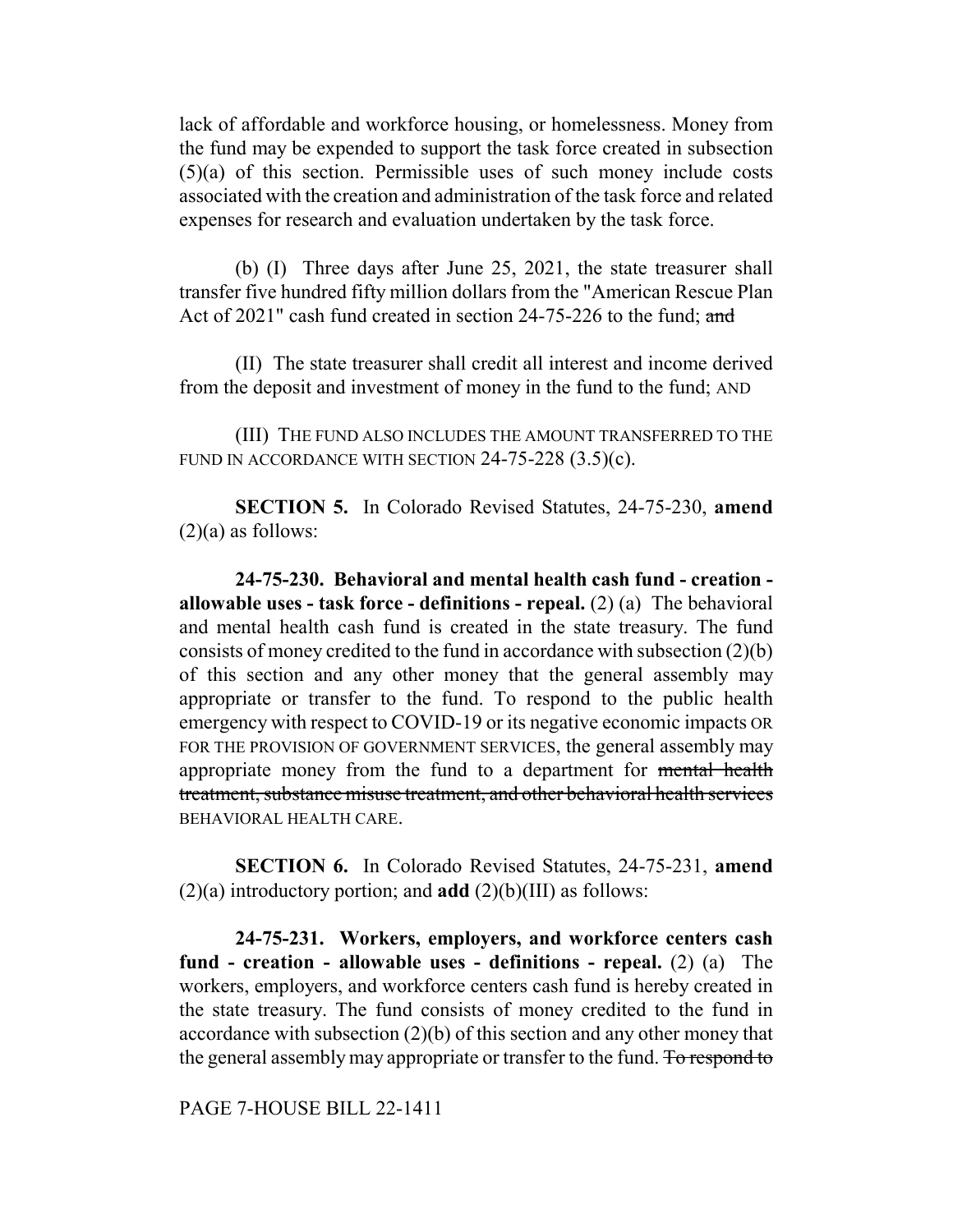lack of affordable and workforce housing, or homelessness. Money from the fund may be expended to support the task force created in subsection (5)(a) of this section. Permissible uses of such money include costs associated with the creation and administration of the task force and related expenses for research and evaluation undertaken by the task force.

(b) (I) Three days after June 25, 2021, the state treasurer shall transfer five hundred fifty million dollars from the "American Rescue Plan Act of 2021" cash fund created in section 24-75-226 to the fund; ~~and~~

(II) The state treasurer shall credit all interest and income derived from the deposit and investment of money in the fund to the fund; AND

(III) THE FUND ALSO INCLUDES THE AMOUNT TRANSFERRED TO THE FUND IN ACCORDANCE WITH SECTION 24-75-228 (3.5)(c).

**SECTION 5.** In Colorado Revised Statutes, 24-75-230, **amend** (2)(a) as follows:

**24-75-230. Behavioral and mental health cash fund - creation - allowable uses - task force - definitions - repeal.** (2) (a) The behavioral and mental health cash fund is created in the state treasury. The fund consists of money credited to the fund in accordance with subsection (2)(b) of this section and any other money that the general assembly may appropriate or transfer to the fund. To respond to the public health emergency with respect to COVID-19 or its negative economic impacts OR FOR THE PROVISION OF GOVERNMENT SERVICES, the general assembly may appropriate money from the fund to a department for ~~mental health treatment, substance misuse treatment, and other behavioral health services~~ BEHAVIORAL HEALTH CARE.

**SECTION 6.** In Colorado Revised Statutes, 24-75-231, **amend** (2)(a) introductory portion; and **add** (2)(b)(III) as follows:

**24-75-231. Workers, employers, and workforce centers cash fund - creation - allowable uses - definitions - repeal.** (2) (a) The workers, employers, and workforce centers cash fund is hereby created in the state treasury. The fund consists of money credited to the fund in accordance with subsection (2)(b) of this section and any other money that the general assembly may appropriate or transfer to the fund. ~~To respond to~~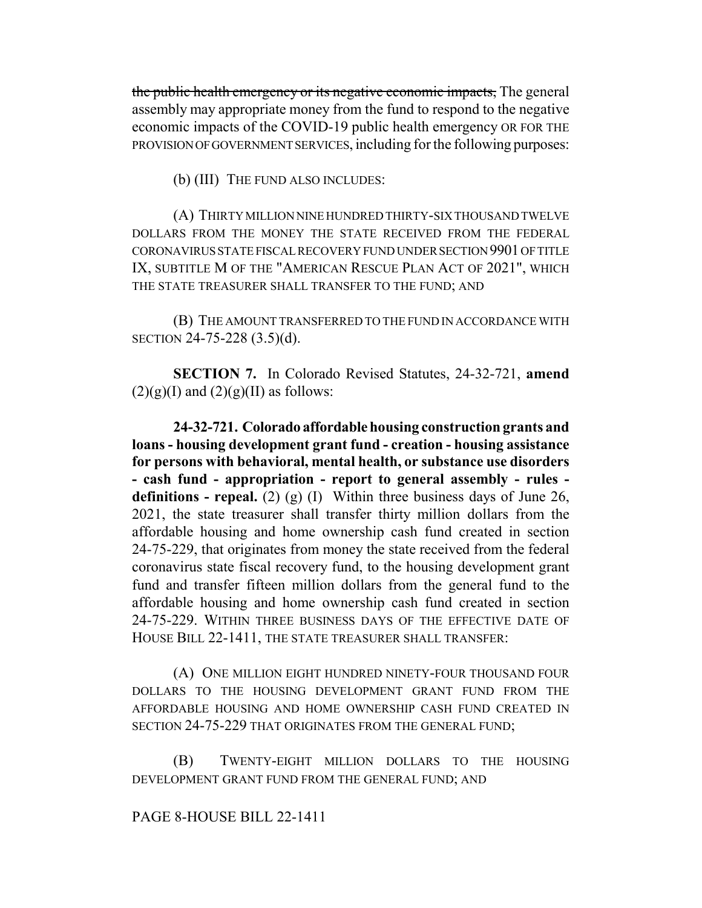~~the public health emergency or its negative economic impacts,~~ The general assembly may appropriate money from the fund to respond to the negative economic impacts of the COVID-19 public health emergency OR FOR THE PROVISION OF GOVERNMENT SERVICES, including for the following purposes:

(b) (III) THE FUND ALSO INCLUDES:

(A) THIRTY MILLION NINE HUNDRED THIRTY-SIX THOUSAND TWELVE DOLLARS FROM THE MONEY THE STATE RECEIVED FROM THE FEDERAL CORONAVIRUS STATE FISCAL RECOVERY FUND UNDER SECTION 9901 OF TITLE IX, SUBTITLE M OF THE "AMERICAN RESCUE PLAN ACT OF 2021", WHICH THE STATE TREASURER SHALL TRANSFER TO THE FUND; AND

(B) THE AMOUNT TRANSFERRED TO THE FUND IN ACCORDANCE WITH SECTION 24-75-228 (3.5)(d).

**SECTION 7.** In Colorado Revised Statutes, 24-32-721, **amend** (2)(g)(I) and (2)(g)(II) as follows:

**24-32-721. Colorado affordable housing construction grants and loans - housing development grant fund - creation - housing assistance for persons with behavioral, mental health, or substance use disorders - cash fund - appropriation - report to general assembly - rules - definitions - repeal.** (2) (g) (I) Within three business days of June 26, 2021, the state treasurer shall transfer thirty million dollars from the affordable housing and home ownership cash fund created in section 24-75-229, that originates from money the state received from the federal coronavirus state fiscal recovery fund, to the housing development grant fund and transfer fifteen million dollars from the general fund to the affordable housing and home ownership cash fund created in section 24-75-229. WITHIN THREE BUSINESS DAYS OF THE EFFECTIVE DATE OF HOUSE BILL 22-1411, THE STATE TREASURER SHALL TRANSFER:

(A) ONE MILLION EIGHT HUNDRED NINETY-FOUR THOUSAND FOUR DOLLARS TO THE HOUSING DEVELOPMENT GRANT FUND FROM THE AFFORDABLE HOUSING AND HOME OWNERSHIP CASH FUND CREATED IN SECTION 24-75-229 THAT ORIGINATES FROM THE GENERAL FUND;

(B) TWENTY-EIGHT MILLION DOLLARS TO THE HOUSING DEVELOPMENT GRANT FUND FROM THE GENERAL FUND; AND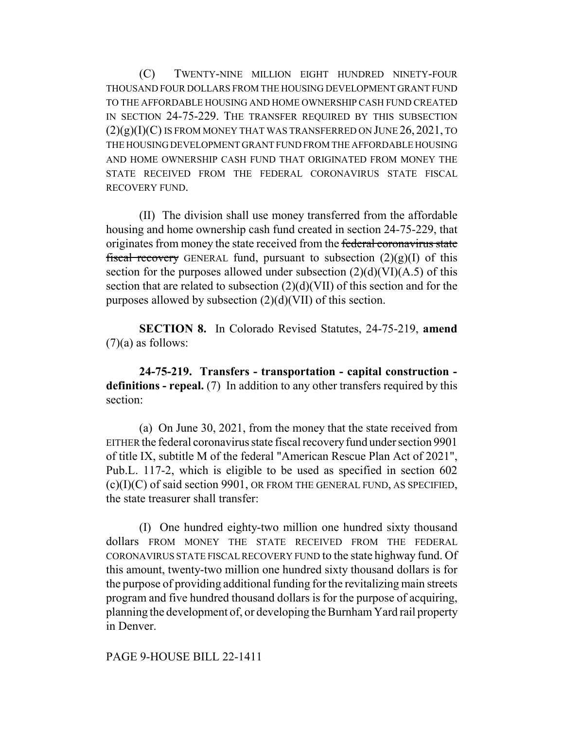(C) TWENTY-NINE MILLION EIGHT HUNDRED NINETY-FOUR THOUSAND FOUR DOLLARS FROM THE HOUSING DEVELOPMENT GRANT FUND TO THE AFFORDABLE HOUSING AND HOME OWNERSHIP CASH FUND CREATED IN SECTION 24-75-229. THE TRANSFER REQUIRED BY THIS SUBSECTION (2)(g)(I)(C) IS FROM MONEY THAT WAS TRANSFERRED ON JUNE 26, 2021, TO THE HOUSING DEVELOPMENT GRANT FUND FROM THE AFFORDABLE HOUSING AND HOME OWNERSHIP CASH FUND THAT ORIGINATED FROM MONEY THE STATE RECEIVED FROM THE FEDERAL CORONAVIRUS STATE FISCAL RECOVERY FUND.

(II) The division shall use money transferred from the affordable housing and home ownership cash fund created in section 24-75-229, that originates from money the state received from the ~~federal coronavirus state fiscal recovery~~ GENERAL fund, pursuant to subsection (2)(g)(I) of this section for the purposes allowed under subsection (2)(d)(VI)(A.5) of this section that are related to subsection (2)(d)(VII) of this section and for the purposes allowed by subsection (2)(d)(VII) of this section.

**SECTION 8.** In Colorado Revised Statutes, 24-75-219, **amend** (7)(a) as follows:

**24-75-219. Transfers - transportation - capital construction - definitions - repeal.** (7) In addition to any other transfers required by this section:

(a) On June 30, 2021, from the money that the state received from EITHER the federal coronavirus state fiscal recovery fund under section 9901 of title IX, subtitle M of the federal "American Rescue Plan Act of 2021", Pub.L. 117-2, which is eligible to be used as specified in section 602 (c)(I)(C) of said section 9901, OR FROM THE GENERAL FUND, AS SPECIFIED, the state treasurer shall transfer:

(I) One hundred eighty-two million one hundred sixty thousand dollars FROM MONEY THE STATE RECEIVED FROM THE FEDERAL CORONAVIRUS STATE FISCAL RECOVERY FUND to the state highway fund. Of this amount, twenty-two million one hundred sixty thousand dollars is for the purpose of providing additional funding for the revitalizing main streets program and five hundred thousand dollars is for the purpose of acquiring, planning the development of, or developing the Burnham Yard rail property in Denver.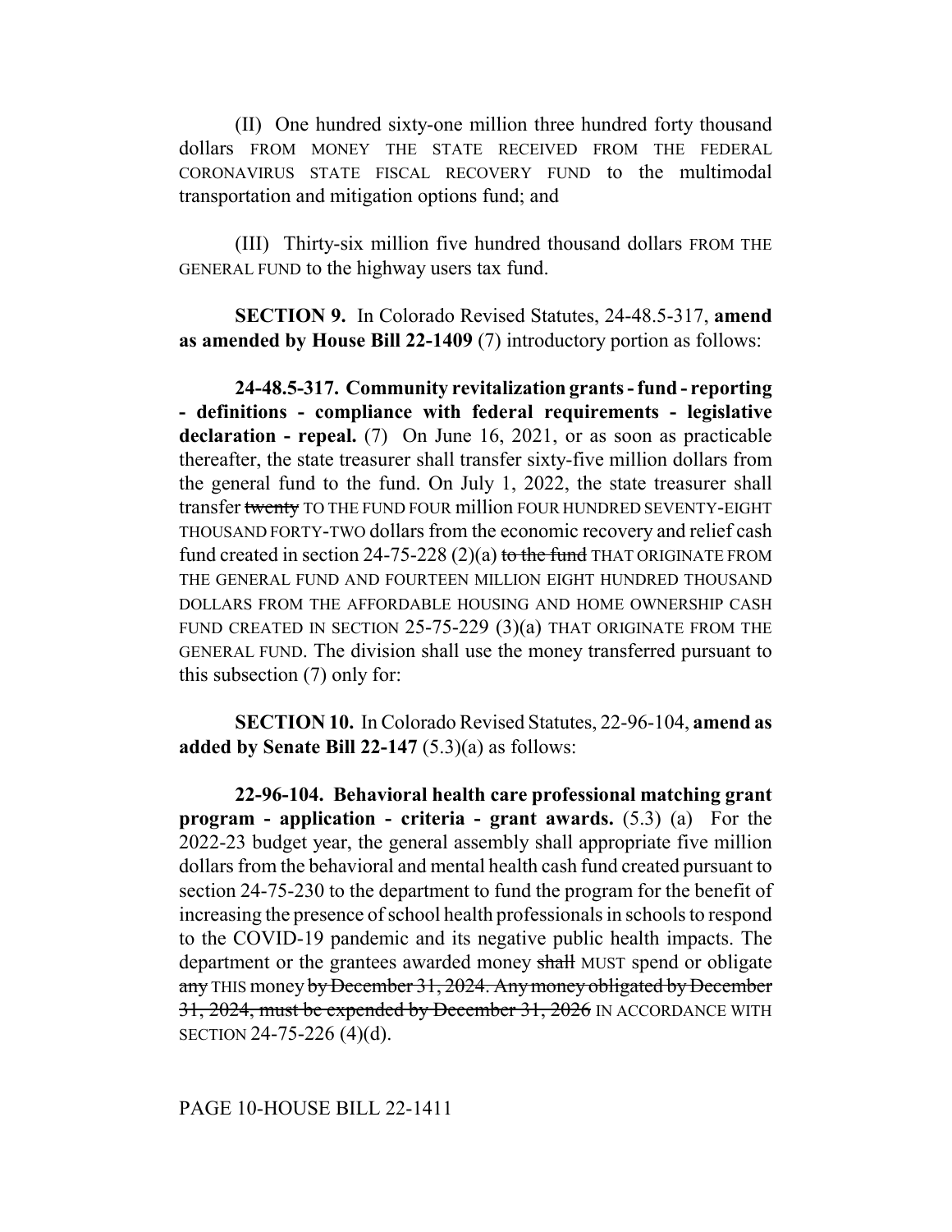(II) One hundred sixty-one million three hundred forty thousand dollars FROM MONEY THE STATE RECEIVED FROM THE FEDERAL CORONAVIRUS STATE FISCAL RECOVERY FUND to the multimodal transportation and mitigation options fund; and

(III) Thirty-six million five hundred thousand dollars FROM THE GENERAL FUND to the highway users tax fund.

**SECTION 9.** In Colorado Revised Statutes, 24-48.5-317, **amend as amended by House Bill 22-1409** (7) introductory portion as follows:

**24-48.5-317. Community revitalization grants - fund - reporting - definitions - compliance with federal requirements - legislative declaration - repeal.** (7) On June 16, 2021, or as soon as practicable thereafter, the state treasurer shall transfer sixty-five million dollars from the general fund to the fund. On July 1, 2022, the state treasurer shall transfer ~~twenty~~ TO THE FUND FOUR million FOUR HUNDRED SEVENTY-EIGHT THOUSAND FORTY-TWO dollars from the economic recovery and relief cash fund created in section 24-75-228 (2)(a) ~~to the fund~~ THAT ORIGINATE FROM THE GENERAL FUND AND FOURTEEN MILLION EIGHT HUNDRED THOUSAND DOLLARS FROM THE AFFORDABLE HOUSING AND HOME OWNERSHIP CASH FUND CREATED IN SECTION 25-75-229 (3)(a) THAT ORIGINATE FROM THE GENERAL FUND. The division shall use the money transferred pursuant to this subsection (7) only for:

**SECTION 10.** In Colorado Revised Statutes, 22-96-104, **amend as added by Senate Bill 22-147** (5.3)(a) as follows:

**22-96-104. Behavioral health care professional matching grant program - application - criteria - grant awards.** (5.3) (a) For the 2022-23 budget year, the general assembly shall appropriate five million dollars from the behavioral and mental health cash fund created pursuant to section 24-75-230 to the department to fund the program for the benefit of increasing the presence of school health professionals in schools to respond to the COVID-19 pandemic and its negative public health impacts. The department or the grantees awarded money ~~shall~~ MUST spend or obligate ~~any~~ THIS money ~~by December 31, 2024. Any money obligated by December 31, 2024, must be expended by December 31, 2026~~ IN ACCORDANCE WITH SECTION 24-75-226 (4)(d).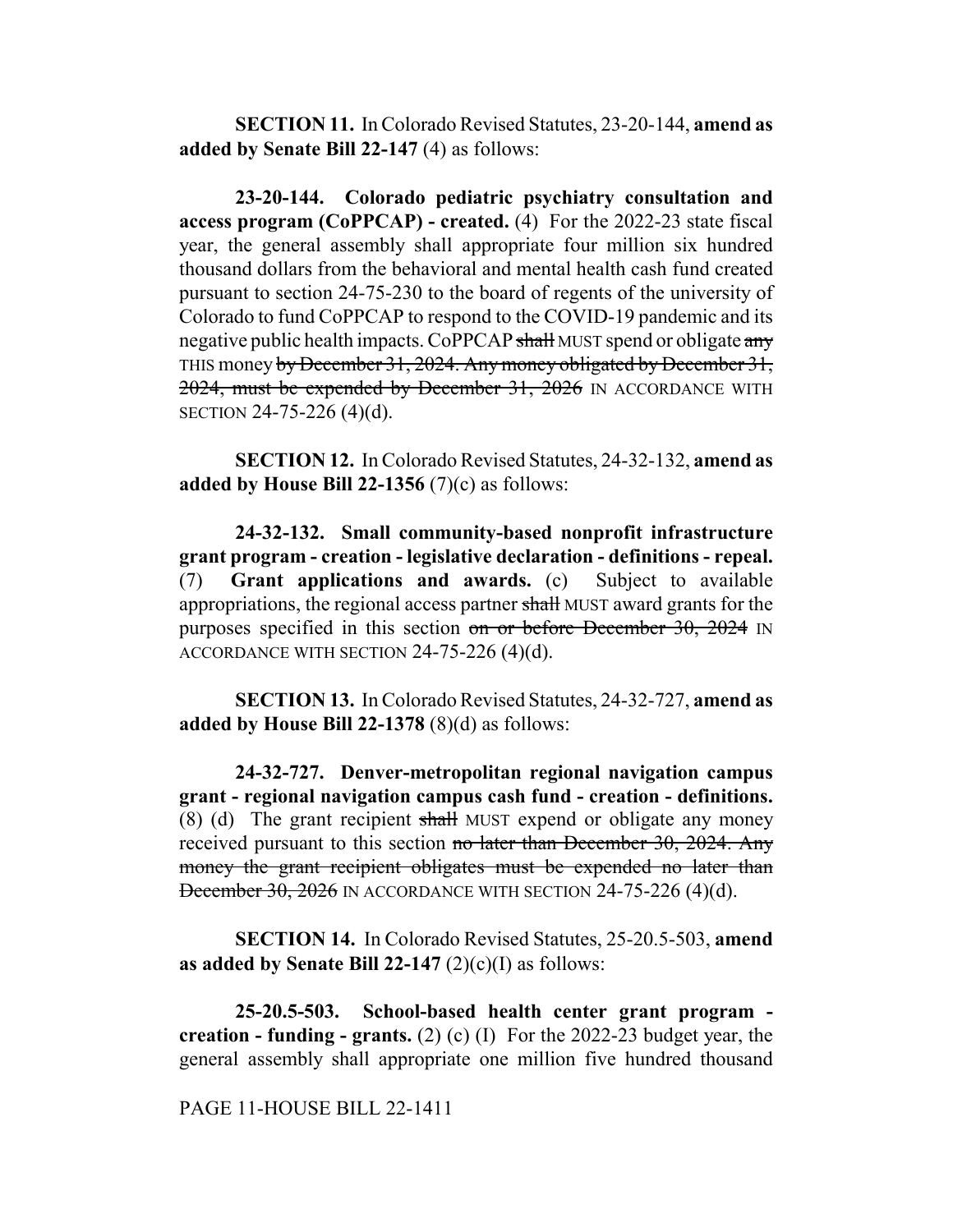**SECTION 11.** In Colorado Revised Statutes, 23-20-144, **amend as added by Senate Bill 22-147** (4) as follows:

**23-20-144. Colorado pediatric psychiatry consultation and access program (CoPPCAP) - created.** (4) For the 2022-23 state fiscal year, the general assembly shall appropriate four million six hundred thousand dollars from the behavioral and mental health cash fund created pursuant to section 24-75-230 to the board of regents of the university of Colorado to fund CoPPCAP to respond to the COVID-19 pandemic and its negative public health impacts. CoPPCAP ~~shall~~ MUST spend or obligate ~~any~~ THIS money ~~by December 31, 2024. Any money obligated by December 31, 2024, must be expended by December 31, 2026~~ IN ACCORDANCE WITH SECTION 24-75-226 (4)(d).

**SECTION 12.** In Colorado Revised Statutes, 24-32-132, **amend as added by House Bill 22-1356** (7)(c) as follows:

**24-32-132. Small community-based nonprofit infrastructure grant program - creation - legislative declaration - definitions - repeal.** (7) **Grant applications and awards.** (c) Subject to available appropriations, the regional access partner ~~shall~~ MUST award grants for the purposes specified in this section ~~on or before December 30, 2024~~ IN ACCORDANCE WITH SECTION 24-75-226 (4)(d).

**SECTION 13.** In Colorado Revised Statutes, 24-32-727, **amend as added by House Bill 22-1378** (8)(d) as follows:

**24-32-727. Denver-metropolitan regional navigation campus grant - regional navigation campus cash fund - creation - definitions.** (8) (d) The grant recipient ~~shall~~ MUST expend or obligate any money received pursuant to this section ~~no later than December 30, 2024. Any money the grant recipient obligates must be expended no later than December 30, 2026~~ IN ACCORDANCE WITH SECTION 24-75-226 (4)(d).

**SECTION 14.** In Colorado Revised Statutes, 25-20.5-503, **amend as added by Senate Bill 22-147** (2)(c)(I) as follows:

**25-20.5-503. School-based health center grant program - creation - funding - grants.** (2) (c) (I) For the 2022-23 budget year, the general assembly shall appropriate one million five hundred thousand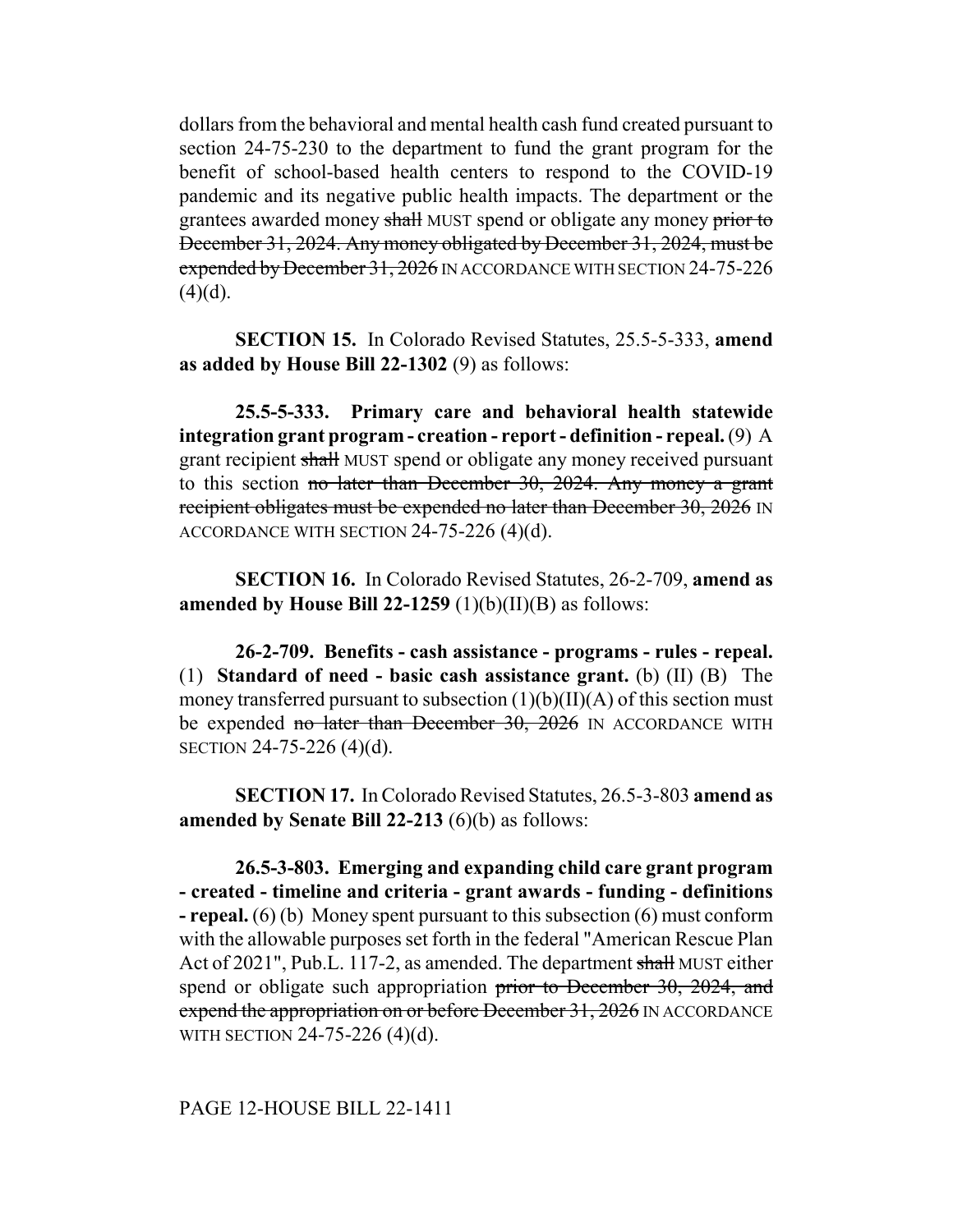dollars from the behavioral and mental health cash fund created pursuant to section 24-75-230 to the department to fund the grant program for the benefit of school-based health centers to respond to the COVID-19 pandemic and its negative public health impacts. The department or the grantees awarded money ~~shall~~ MUST spend or obligate any money ~~prior to December 31, 2024. Any money obligated by December 31, 2024, must be expended by December 31, 2026~~ IN ACCORDANCE WITH SECTION 24-75-226 (4)(d).

**SECTION 15.** In Colorado Revised Statutes, 25.5-5-333, **amend as added by House Bill 22-1302** (9) as follows:

**25.5-5-333. Primary care and behavioral health statewide integration grant program - creation - report - definition - repeal.** (9) A grant recipient ~~shall~~ MUST spend or obligate any money received pursuant to this section ~~no later than December 30, 2024. Any money a grant recipient obligates must be expended no later than December 30, 2026~~ IN ACCORDANCE WITH SECTION 24-75-226 (4)(d).

**SECTION 16.** In Colorado Revised Statutes, 26-2-709, **amend as amended by House Bill 22-1259** (1)(b)(II)(B) as follows:

**26-2-709. Benefits - cash assistance - programs - rules - repeal.** (1) **Standard of need - basic cash assistance grant.** (b) (II) (B) The money transferred pursuant to subsection (1)(b)(II)(A) of this section must be expended ~~no later than December 30, 2026~~ IN ACCORDANCE WITH SECTION 24-75-226 (4)(d).

**SECTION 17.** In Colorado Revised Statutes, 26.5-3-803 **amend as amended by Senate Bill 22-213** (6)(b) as follows:

**26.5-3-803. Emerging and expanding child care grant program - created - timeline and criteria - grant awards - funding - definitions - repeal.** (6) (b) Money spent pursuant to this subsection (6) must conform with the allowable purposes set forth in the federal "American Rescue Plan Act of 2021", Pub.L. 117-2, as amended. The department ~~shall~~ MUST either spend or obligate such appropriation ~~prior to December 30, 2024, and expend the appropriation on or before December 31, 2026~~ IN ACCORDANCE WITH SECTION 24-75-226 (4)(d).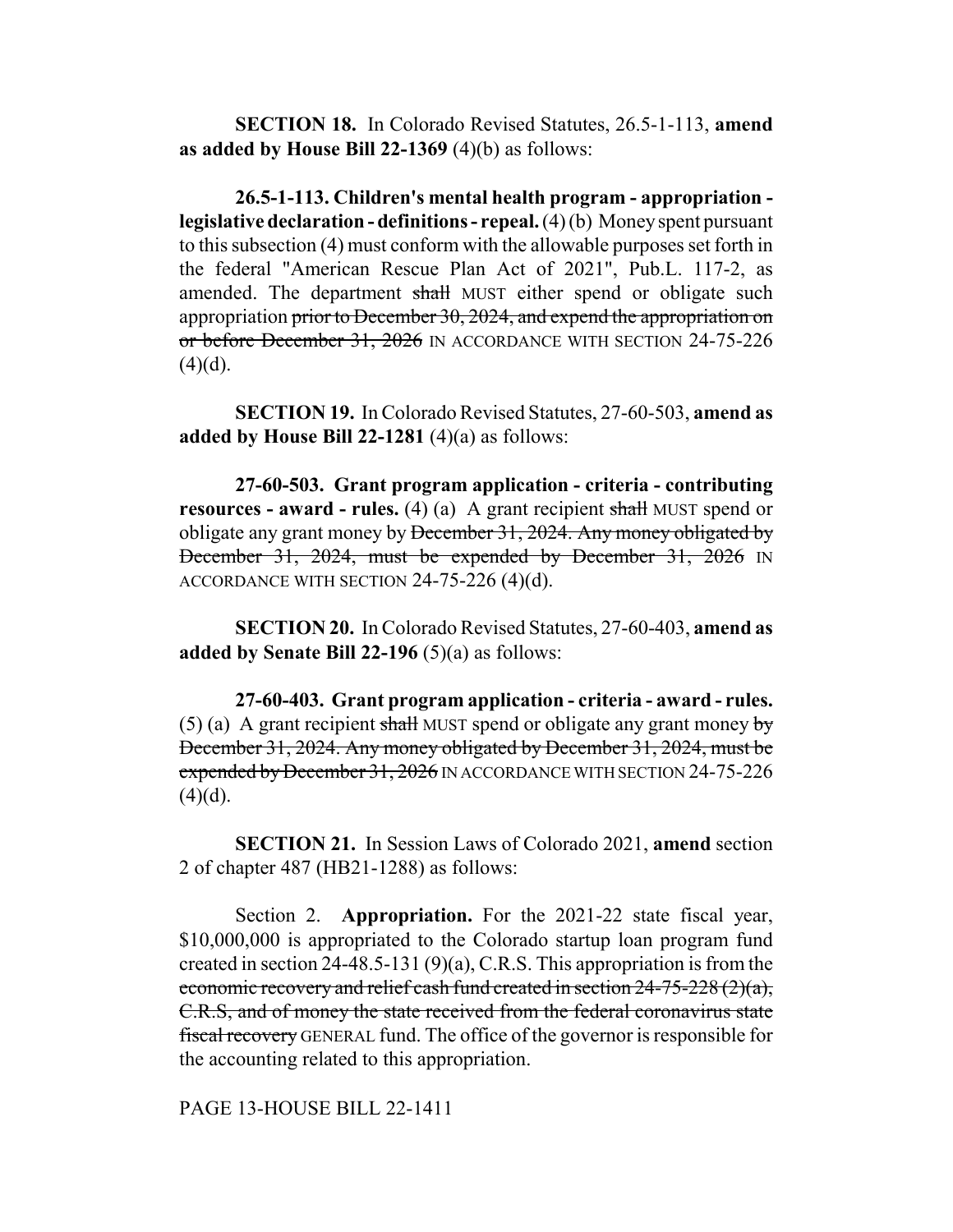**SECTION 18.** In Colorado Revised Statutes, 26.5-1-113, **amend as added by House Bill 22-1369** (4)(b) as follows:

**26.5-1-113. Children's mental health program - appropriation - legislative declaration - definitions - repeal.** (4) (b) Money spent pursuant to this subsection (4) must conform with the allowable purposes set forth in the federal "American Rescue Plan Act of 2021", Pub.L. 117-2, as amended. The department ~~shall~~ MUST either spend or obligate such appropriation ~~prior to December 30, 2024, and expend the appropriation on or before December 31, 2026~~ IN ACCORDANCE WITH SECTION 24-75-226 (4)(d).

**SECTION 19.** In Colorado Revised Statutes, 27-60-503, **amend as added by House Bill 22-1281** (4)(a) as follows:

**27-60-503. Grant program application - criteria - contributing resources - award - rules.** (4) (a) A grant recipient ~~shall~~ MUST spend or obligate any grant money by ~~December 31, 2024. Any money obligated by December 31, 2024, must be expended by December 31, 2026~~ IN ACCORDANCE WITH SECTION 24-75-226 (4)(d).

**SECTION 20.** In Colorado Revised Statutes, 27-60-403, **amend as added by Senate Bill 22-196** (5)(a) as follows:

**27-60-403. Grant program application - criteria - award - rules.** (5) (a) A grant recipient ~~shall~~ MUST spend or obligate any grant money ~~by December 31, 2024. Any money obligated by December 31, 2024, must be expended by December 31, 2026~~ IN ACCORDANCE WITH SECTION 24-75-226 (4)(d).

**SECTION 21.** In Session Laws of Colorado 2021, **amend** section 2 of chapter 487 (HB21-1288) as follows:

Section 2. **Appropriation.** For the 2021-22 state fiscal year, $10,000,000 is appropriated to the Colorado startup loan program fund created in section 24-48.5-131 (9)(a), C.R.S. This appropriation is from the ~~economic recovery and relief cash fund created in section 24-75-228 (2)(a), C.R.S, and of money the state received from the federal coronavirus state fiscal recovery~~ GENERAL fund. The office of the governor is responsible for the accounting related to this appropriation.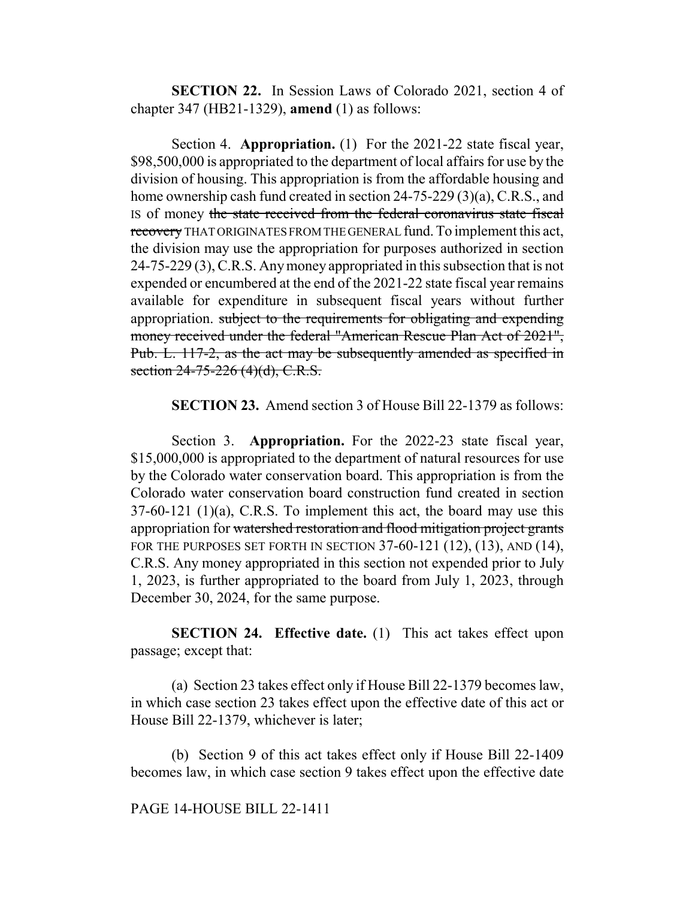**SECTION 22.** In Session Laws of Colorado 2021, section 4 of chapter 347 (HB21-1329), **amend** (1) as follows:

Section 4. **Appropriation.** (1) For the 2021-22 state fiscal year, \$98,500,000 is appropriated to the department of local affairs for use by the division of housing. This appropriation is from the affordable housing and home ownership cash fund created in section 24-75-229 (3)(a), C.R.S., and IS of money ~~the state received from the federal coronavirus state fiscal recovery~~ THAT ORIGINATES FROM THE GENERAL fund. To implement this act, the division may use the appropriation for purposes authorized in section 24-75-229 (3), C.R.S. Any money appropriated in this subsection that is not expended or encumbered at the end of the 2021-22 state fiscal year remains available for expenditure in subsequent fiscal years without further appropriation. ~~subject to the requirements for obligating and expending money received under the federal "American Rescue Plan Act of 2021", Pub. L. 117-2, as the act may be subsequently amended as specified in section 24-75-226 (4)(d), C.R.S.~~

**SECTION 23.** Amend section 3 of House Bill 22-1379 as follows:

Section 3. **Appropriation.** For the 2022-23 state fiscal year, \$15,000,000 is appropriated to the department of natural resources for use by the Colorado water conservation board. This appropriation is from the Colorado water conservation board construction fund created in section 37-60-121 (1)(a), C.R.S. To implement this act, the board may use this appropriation for ~~watershed restoration and flood mitigation project grants~~ FOR THE PURPOSES SET FORTH IN SECTION 37-60-121 (12), (13), AND (14), C.R.S. Any money appropriated in this section not expended prior to July 1, 2023, is further appropriated to the board from July 1, 2023, through December 30, 2024, for the same purpose.

**SECTION 24. Effective date.** (1) This act takes effect upon passage; except that:

(a) Section 23 takes effect only if House Bill 22-1379 becomes law, in which case section 23 takes effect upon the effective date of this act or House Bill 22-1379, whichever is later;

(b) Section 9 of this act takes effect only if House Bill 22-1409 becomes law, in which case section 9 takes effect upon the effective date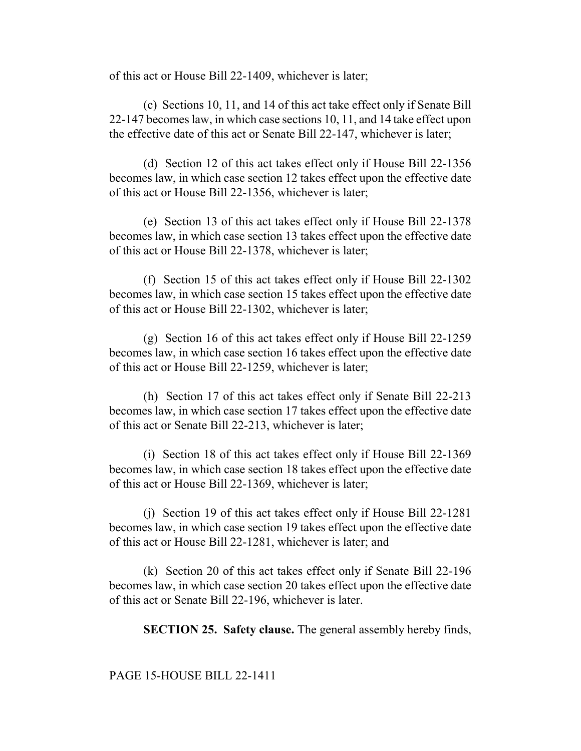of this act or House Bill 22-1409, whichever is later;

(c) Sections 10, 11, and 14 of this act take effect only if Senate Bill 22-147 becomes law, in which case sections 10, 11, and 14 take effect upon the effective date of this act or Senate Bill 22-147, whichever is later;

(d) Section 12 of this act takes effect only if House Bill 22-1356 becomes law, in which case section 12 takes effect upon the effective date of this act or House Bill 22-1356, whichever is later;

(e) Section 13 of this act takes effect only if House Bill 22-1378 becomes law, in which case section 13 takes effect upon the effective date of this act or House Bill 22-1378, whichever is later;

(f) Section 15 of this act takes effect only if House Bill 22-1302 becomes law, in which case section 15 takes effect upon the effective date of this act or House Bill 22-1302, whichever is later;

(g) Section 16 of this act takes effect only if House Bill 22-1259 becomes law, in which case section 16 takes effect upon the effective date of this act or House Bill 22-1259, whichever is later;

(h) Section 17 of this act takes effect only if Senate Bill 22-213 becomes law, in which case section 17 takes effect upon the effective date of this act or Senate Bill 22-213, whichever is later;

(i) Section 18 of this act takes effect only if House Bill 22-1369 becomes law, in which case section 18 takes effect upon the effective date of this act or House Bill 22-1369, whichever is later;

(j) Section 19 of this act takes effect only if House Bill 22-1281 becomes law, in which case section 19 takes effect upon the effective date of this act or House Bill 22-1281, whichever is later; and

(k) Section 20 of this act takes effect only if Senate Bill 22-196 becomes law, in which case section 20 takes effect upon the effective date of this act or Senate Bill 22-196, whichever is later.

**SECTION 25. Safety clause.** The general assembly hereby finds,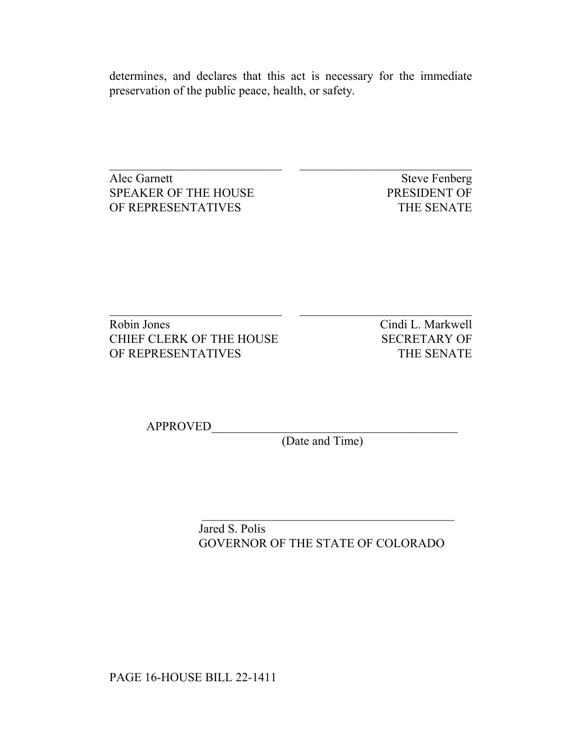determines, and declares that this act is necessary for the immediate preservation of the public peace, health, or safety.

\_\_\_\_\_\_\_\_\_\_\_\_\_\_\_\_\_\_\_\_\_\_\_\_\_\_\_\_ \_\_\_\_\_\_\_\_\_\_\_\_\_\_\_\_\_\_\_\_\_\_\_\_\_\_\_\_

| | |
|---|---|
| Alec Garnett | Steve Fenberg |
| SPEAKER OF THE HOUSE | PRESIDENT OF |
| OF REPRESENTATIVES | THE SENATE |

\_\_\_\_\_\_\_\_\_\_\_\_\_\_\_\_\_\_\_\_\_\_\_\_\_\_\_\_ \_\_\_\_\_\_\_\_\_\_\_\_\_\_\_\_\_\_\_\_\_\_\_\_\_\_\_\_

| | |
|---|---|
| Robin Jones | Cindi L. Markwell |
| CHIEF CLERK OF THE HOUSE | SECRETARY OF |
| OF REPRESENTATIVES | THE SENATE |

APPROVED\_\_\_\_\_\_\_\_\_\_\_\_\_\_\_\_\_\_\_\_\_\_\_\_\_\_\_\_\_\_\_\_\_\_\_\_\_\_\_\_
(Date and Time)

\_\_\_\_\_\_\_\_\_\_\_\_\_\_\_\_\_\_\_\_\_\_\_\_\_\_\_\_\_\_\_\_\_\_\_\_\_\_\_\_\_\_

Jared S. Polis
GOVERNOR OF THE STATE OF COLORADO

PAGE 16-HOUSE BILL 22-1411